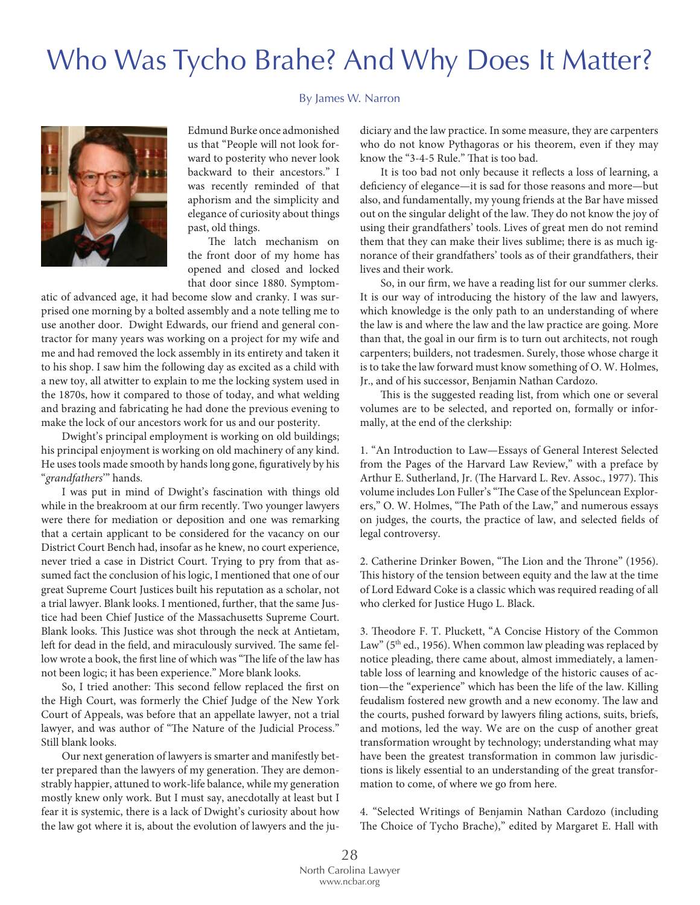# Who Was Tycho Brahe? And Why Does It Matter?

By James W. Narron

Edmund Burke once admonished us that "People will not look forward to posterity who never look backward to their ancestors." I was recently reminded of that aphorism and the simplicity and elegance of curiosity about things past, old things.

The latch mechanism on the front door of my home has opened and closed and locked that door since 1880. Symptomatic of advanced age, it had become slow and cranky. I was surprised one morning by a bolted assembly and a note telling me to use another door. Dwight Edwards, our friend and general contractor for many years was working on a project for my wife and me and had removed the lock assembly in its entirety and taken it to his shop. I saw him the following day as excited as a child with a new toy, all atwitter to explain to me the locking system used in the 1870s, how it compared to those of today, and what welding and brazing and fabricating he had done the previous evening to make the lock of our ancestors work for us and our posterity.

Dwight's principal employment is working on old buildings; his principal enjoyment is working on old machinery of any kind. He uses tools made smooth by hands long gone, figuratively by his "*grandfathers*'" hands.

I was put in mind of Dwight's fascination with things old while in the breakroom at our firm recently. Two younger lawyers were there for mediation or deposition and one was remarking that a certain applicant to be considered for the vacancy on our District Court Bench had, insofar as he knew, no court experience, never tried a case in District Court. Trying to pry from that assumed fact the conclusion of his logic, I mentioned that one of our great Supreme Court Justices built his reputation as a scholar, not a trial lawyer. Blank looks. I mentioned, further, that the same Justice had been Chief Justice of the Massachusetts Supreme Court. Blank looks. This Justice was shot through the neck at Antietam, left for dead in the field, and miraculously survived. The same fellow wrote a book, the first line of which was "The life of the law has not been logic; it has been experience." More blank looks.

So, I tried another: This second fellow replaced the first on the High Court, was formerly the Chief Judge of the New York Court of Appeals, was before that an appellate lawyer, not a trial lawyer, and was author of "The Nature of the Judicial Process." Still blank looks.

Our next generation of lawyers is smarter and manifestly better prepared than the lawyers of my generation. They are demonstrably happier, attuned to work-life balance, while my generation mostly knew only work. But I must say, anecdotally at least but I fear it is systemic, there is a lack of Dwight's curiosity about how the law got where it is, about the evolution of lawyers and the judiciary and the law practice. In some measure, they are carpenters who do not know Pythagoras or his theorem, even if they may know the "3-4-5 Rule." That is too bad.

It is too bad not only because it reflects a loss of learning, a deficiency of elegance—it is sad for those reasons and more—but also, and fundamentally, my young friends at the Bar have missed out on the singular delight of the law. They do not know the joy of using their grandfathers' tools. Lives of great men do not remind them that they can make their lives sublime; there is as much ignorance of their grandfathers' tools as of their grandfathers, their lives and their work.

So, in our firm, we have a reading list for our summer clerks. It is our way of introducing the history of the law and lawyers, which knowledge is the only path to an understanding of where the law is and where the law and the law practice are going. More than that, the goal in our firm is to turn out architects, not rough carpenters; builders, not tradesmen. Surely, those whose charge it is to take the law forward must know something of O. W. Holmes, Jr., and of his successor, Benjamin Nathan Cardozo.

This is the suggested reading list, from which one or several volumes are to be selected, and reported on, formally or informally, at the end of the clerkship:

1. "An Introduction to Law—Essays of General Interest Selected from the Pages of the Harvard Law Review," with a preface by Arthur E. Sutherland, Jr. (The Harvard L. Rev. Assoc., 1977). This volume includes Lon Fuller's "The Case of the Speluncean Explorers," O. W. Holmes, "The Path of the Law," and numerous essays on judges, the courts, the practice of law, and selected fields of legal controversy.

2. Catherine Drinker Bowen, "The Lion and the Throne" (1956). This history of the tension between equity and the law at the time of Lord Edward Coke is a classic which was required reading of all who clerked for Justice Hugo L. Black.

3. Theodore F. T. Pluckett, "A Concise History of the Common Law" (5th ed., 1956). When common law pleading was replaced by notice pleading, there came about, almost immediately, a lamentable loss of learning and knowledge of the historic causes of action—the "experience" which has been the life of the law. Killing feudalism fostered new growth and a new economy. The law and the courts, pushed forward by lawyers filing actions, suits, briefs, and motions, led the way. We are on the cusp of another great transformation wrought by technology; understanding what may have been the greatest transformation in common law jurisdictions is likely essential to an understanding of the great transformation to come, of where we go from here.

4. "Selected Writings of Benjamin Nathan Cardozo (including The Choice of Tycho Brache)," edited by Margaret E. Hall with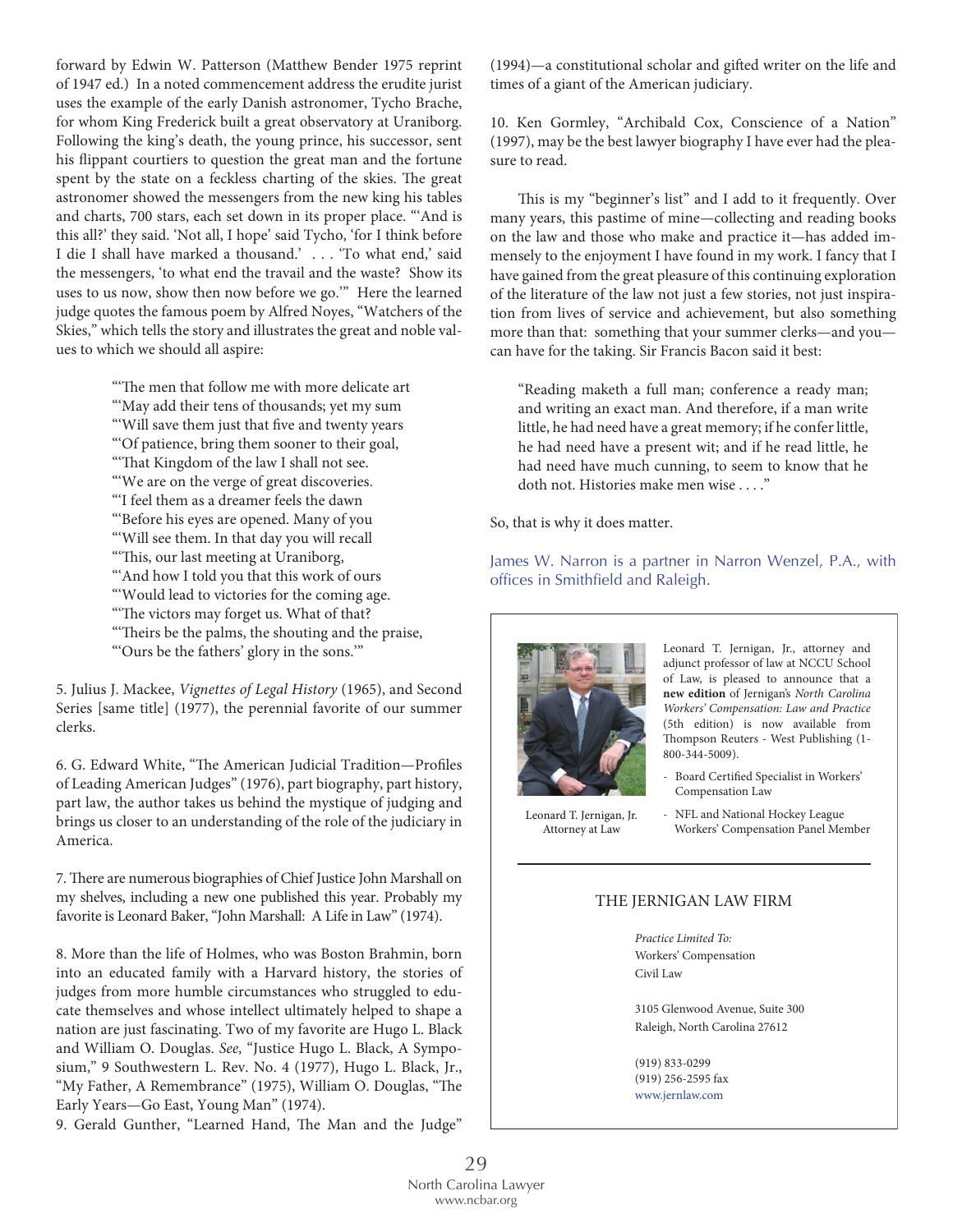forward by Edwin W. Patterson (Matthew Bender 1975 reprint of 1947 ed.) In a noted commencement address the erudite jurist uses the example of the early Danish astronomer, Tycho Brache, for whom King Frederick built a great observatory at Uraniborg. Following the king's death, the young prince, his successor, sent his flippant courtiers to question the great man and the fortune spent by the state on a feckless charting of the skies. The great astronomer showed the messengers from the new king his tables and charts, 700 stars, each set down in its proper place. "'And is this all?' they said. 'Not all, I hope' said Tycho, 'for I think before I die I shall have marked a thousand.' . . . 'To what end,' said the messengers, 'to what end the travail and the waste? Show its uses to us now, show then now before we go.'" Here the learned judge quotes the famous poem by Alfred Noyes, "Watchers of the Skies," which tells the story and illustrates the great and noble values to which we should all aspire:

> "'The men that follow me with more delicate art
> "'May add their tens of thousands; yet my sum
> "'Will save them just that five and twenty years
> "'Of patience, bring them sooner to their goal,
> "'That Kingdom of the law I shall not see.
> "'We are on the verge of great discoveries.
> "'I feel them as a dreamer feels the dawn
> "'Before his eyes are opened. Many of you
> "'Will see them. In that day you will recall
> "'This, our last meeting at Uraniborg,
> "'And how I told you that this work of ours
> "'Would lead to victories for the coming age.
> "'The victors may forget us. What of that?
> "'Theirs be the palms, the shouting and the praise,
> "'Ours be the fathers' glory in the sons.'"

5. Julius J. Mackee, *Vignettes of Legal History* (1965), and Second Series [same title] (1977), the perennial favorite of our summer clerks.

6. G. Edward White, "The American Judicial Tradition—Profiles of Leading American Judges" (1976), part biography, part history, part law, the author takes us behind the mystique of judging and brings us closer to an understanding of the role of the judiciary in America.

7. There are numerous biographies of Chief Justice John Marshall on my shelves, including a new one published this year. Probably my favorite is Leonard Baker, "John Marshall: A Life in Law" (1974).

8. More than the life of Holmes, who was Boston Brahmin, born into an educated family with a Harvard history, the stories of judges from more humble circumstances who struggled to educate themselves and whose intellect ultimately helped to shape a nation are just fascinating. Two of my favorite are Hugo L. Black and William O. Douglas. *See,* "Justice Hugo L. Black, A Symposium," 9 Southwestern L. Rev. No. 4 (1977), Hugo L. Black, Jr., "My Father, A Remembrance" (1975), William O. Douglas, "The Early Years—Go East, Young Man" (1974).

9. Gerald Gunther, "Learned Hand, The Man and the Judge" (1994)—a constitutional scholar and gifted writer on the life and times of a giant of the American judiciary.

10. Ken Gormley, "Archibald Cox, Conscience of a Nation" (1997), may be the best lawyer biography I have ever had the pleasure to read.

This is my "beginner's list" and I add to it frequently. Over many years, this pastime of mine—collecting and reading books on the law and those who make and practice it—has added immensely to the enjoyment I have found in my work. I fancy that I have gained from the great pleasure of this continuing exploration of the literature of the law not just a few stories, not just inspiration from lives of service and achievement, but also something more than that: something that your summer clerks—and you—can have for the taking. Sir Francis Bacon said it best:

> "Reading maketh a full man; conference a ready man; and writing an exact man. And therefore, if a man write little, he had need have a great memory; if he confer little, he had need have a present wit; and if he read little, he had need have much cunning, to seem to know that he doth not. Histories make men wise . . . ."

So, that is why it does matter.

James W. Narron is a partner in Narron Wenzel, P.A., with offices in Smithfield and Raleigh.

---

Leonard T. Jernigan, Jr.
Attorney at Law

Leonard T. Jernigan, Jr., attorney and adjunct professor of law at NCCU School of Law, is pleased to announce that a **new edition** of Jernigan's *North Carolina Workers' Compensation: Law and Practice* (5th edition) is now available from Thompson Reuters - West Publishing (1-800-344-5009).

- Board Certified Specialist in Workers' Compensation Law
- NFL and National Hockey League Workers' Compensation Panel Member

THE JERNIGAN LAW FIRM

*Practice Limited To:*
Workers' Compensation
Civil Law

3105 Glenwood Avenue, Suite 300
Raleigh, North Carolina 27612

(919) 833-0299
(919) 256-2595 fax
www.jernlaw.com